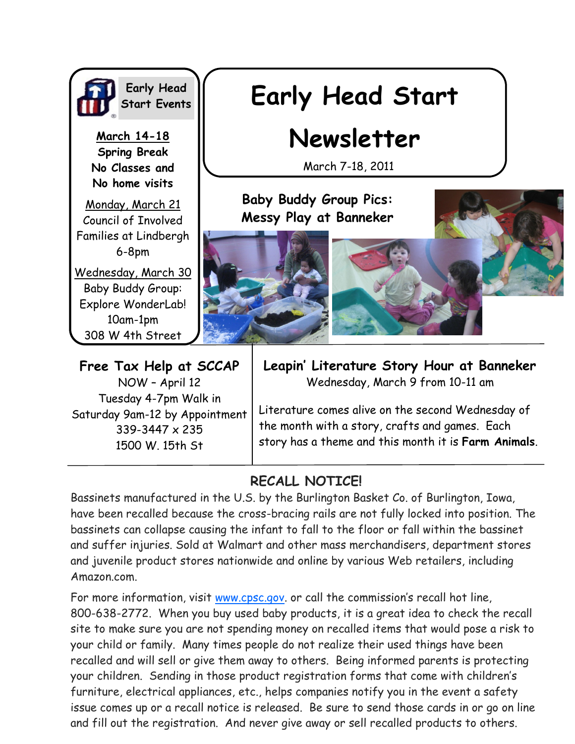# Early Head Start Newsletter

March 7-18, 2011

## Early Head Start Events

**March 14-18**
**Spring Break**
**No Classes and No home visits**

Monday, March 21
Council of Involved Families at Lindbergh
6-8pm

Wednesday, March 30
Baby Buddy Group: Explore WonderLab!
10am-1pm
308 W 4th Street

## Baby Buddy Group Pics: Messy Play at Banneker

## Free Tax Help at SCCAP

NOW – April 12
Tuesday 4-7pm Walk in
Saturday 9am-12 by Appointment
339-3447 x 235
1500 W. 15th St

## Leapin' Literature Story Hour at Banneker

Wednesday, March 9 from 10-11 am

Literature comes alive on the second Wednesday of the month with a story, crafts and games. Each story has a theme and this month it is **Farm Animals**.

## RECALL NOTICE!

Bassinets manufactured in the U.S. by the Burlington Basket Co. of Burlington, Iowa, have been recalled because the cross-bracing rails are not fully locked into position. The bassinets can collapse causing the infant to fall to the floor or fall within the bassinet and suffer injuries. Sold at Walmart and other mass merchandisers, department stores and juvenile product stores nationwide and online by various Web retailers, including Amazon.com.

For more information, visit www.cpsc.gov. or call the commission's recall hot line, 800-638-2772. When you buy used baby products, it is a great idea to check the recall site to make sure you are not spending money on recalled items that would pose a risk to your child or family. Many times people do not realize their used things have been recalled and will sell or give them away to others. Being informed parents is protecting your children. Sending in those product registration forms that come with children's furniture, electrical appliances, etc., helps companies notify you in the event a safety issue comes up or a recall notice is released. Be sure to send those cards in or go on line and fill out the registration. And never give away or sell recalled products to others.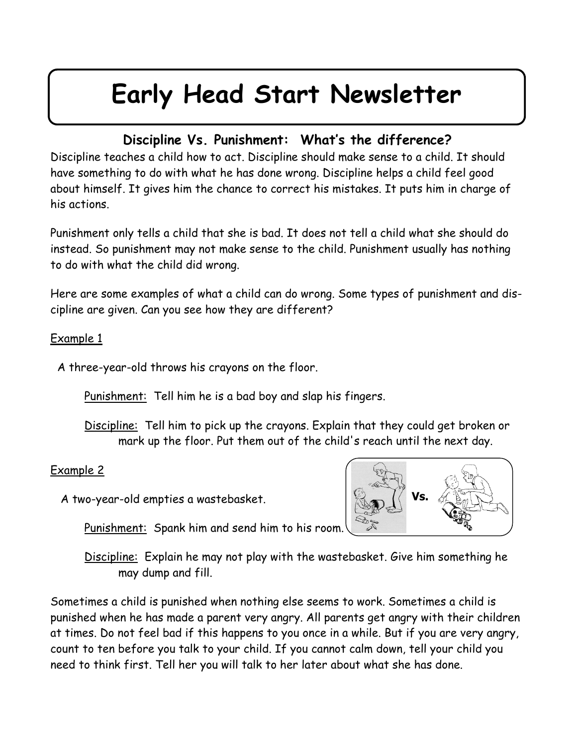# Early Head Start Newsletter

## Discipline Vs. Punishment: What's the difference?

Discipline teaches a child how to act. Discipline should make sense to a child. It should have something to do with what he has done wrong. Discipline helps a child feel good about himself. It gives him the chance to correct his mistakes. It puts him in charge of his actions.

Punishment only tells a child that she is bad. It does not tell a child what she should do instead. So punishment may not make sense to the child. Punishment usually has nothing to do with what the child did wrong.

Here are some examples of what a child can do wrong. Some types of punishment and discipline are given. Can you see how they are different?

<u>Example 1</u>

A three-year-old throws his crayons on the floor.

<u>Punishment:</u> Tell him he is a bad boy and slap his fingers.

<u>Discipline:</u> Tell him to pick up the crayons. Explain that they could get broken or mark up the floor. Put them out of the child's reach until the next day.

<u>Example 2</u>

A two-year-old empties a wastebasket.

<u>Punishment:</u> Spank him and send him to his room.

Vs.

<u>Discipline:</u> Explain he may not play with the wastebasket. Give him something he may dump and fill.

Sometimes a child is punished when nothing else seems to work. Sometimes a child is punished when he has made a parent very angry. All parents get angry with their children at times. Do not feel bad if this happens to you once in a while. But if you are very angry, count to ten before you talk to your child. If you cannot calm down, tell your child you need to think first. Tell her you will talk to her later about what she has done.